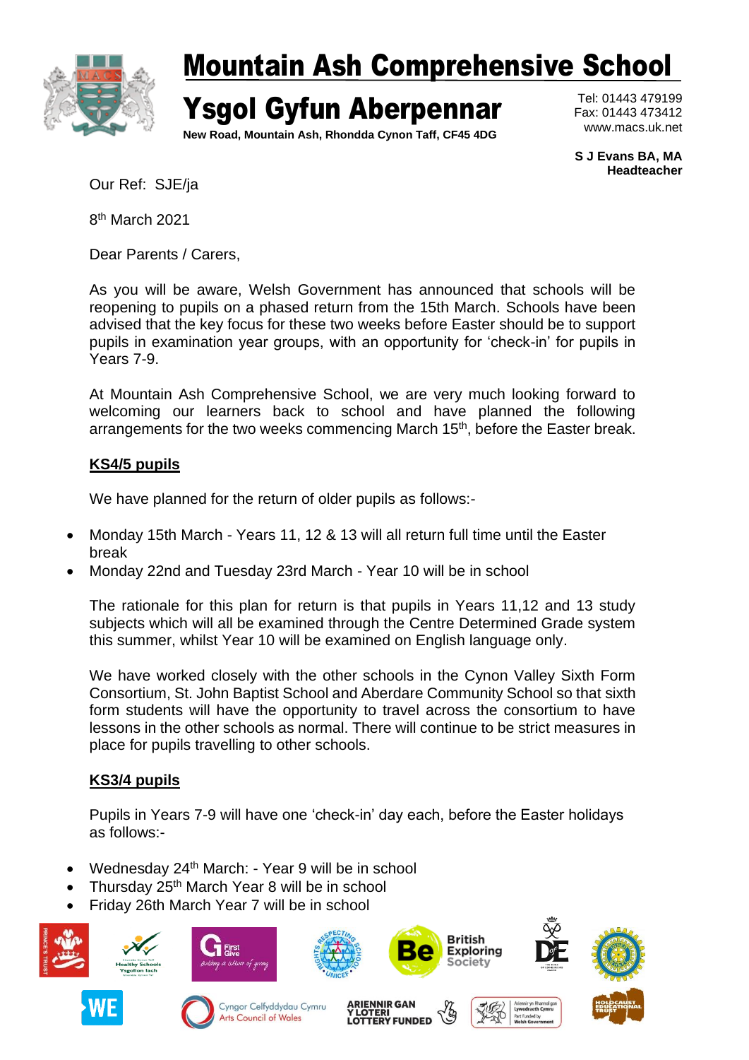# Mountain Ash Comprehensive School

# Ysgol Gyfun Aberpennar

**New Road, Mountain Ash, Rhondda Cynon Taff, CF45 4DG**

Tel: 01443 479199
Fax: 01443 473412
www.macs.uk.net

**S J Evans BA, MA**
**Headteacher**

Our Ref: SJE/ja

8th March 2021

Dear Parents / Carers,

As you will be aware, Welsh Government has announced that schools will be reopening to pupils on a phased return from the 15th March. Schools have been advised that the key focus for these two weeks before Easter should be to support pupils in examination year groups, with an opportunity for 'check-in' for pupils in Years 7-9.

At Mountain Ash Comprehensive School, we are very much looking forward to welcoming our learners back to school and have planned the following arrangements for the two weeks commencing March 15th, before the Easter break.

**KS4/5 pupils**

We have planned for the return of older pupils as follows:-

- Monday 15th March - Years 11, 12 & 13 will all return full time until the Easter break
- Monday 22nd and Tuesday 23rd March - Year 10 will be in school

The rationale for this plan for return is that pupils in Years 11,12 and 13 study subjects which will all be examined through the Centre Determined Grade system this summer, whilst Year 10 will be examined on English language only.

We have worked closely with the other schools in the Cynon Valley Sixth Form Consortium, St. John Baptist School and Aberdare Community School so that sixth form students will have the opportunity to travel across the consortium to have lessons in the other schools as normal. There will continue to be strict measures in place for pupils travelling to other schools.

**KS3/4 pupils**

Pupils in Years 7-9 will have one 'check-in' day each, before the Easter holidays as follows:-

- Wednesday 24th March: - Year 9 will be in school
- Thursday 25th March Year 8 will be in school
- Friday 26th March Year 7 will be in school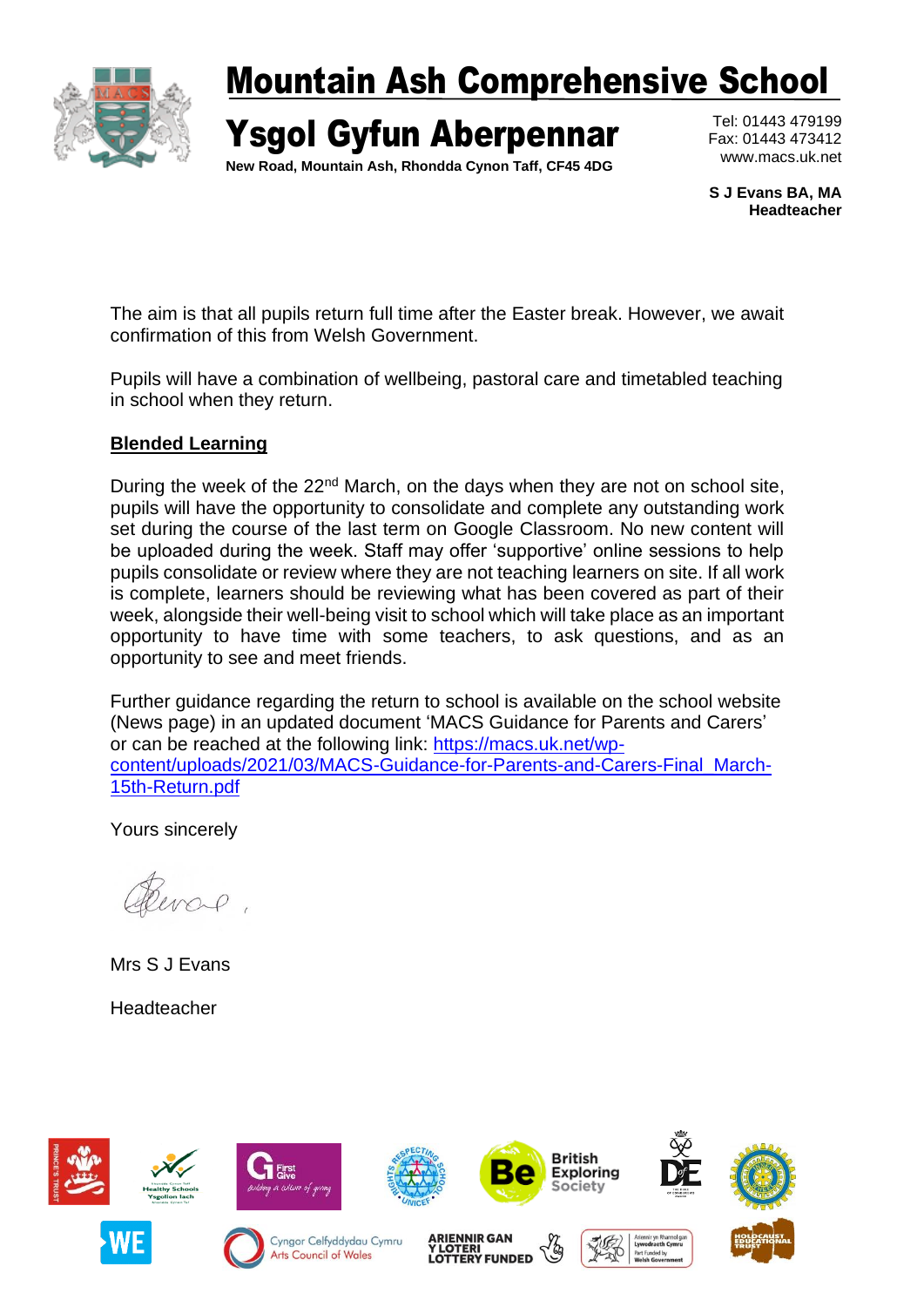# Mountain Ash Comprehensive School

## Ysgol Gyfun Aberpennar

**New Road, Mountain Ash, Rhondda Cynon Taff, CF45 4DG**

Tel: 01443 479199
Fax: 01443 473412
www.macs.uk.net

**S J Evans BA, MA**
**Headteacher**

The aim is that all pupils return full time after the Easter break. However, we await confirmation of this from Welsh Government.

Pupils will have a combination of wellbeing, pastoral care and timetabled teaching in school when they return.

**Blended Learning**

During the week of the 22nd March, on the days when they are not on school site, pupils will have the opportunity to consolidate and complete any outstanding work set during the course of the last term on Google Classroom. No new content will be uploaded during the week. Staff may offer 'supportive' online sessions to help pupils consolidate or review where they are not teaching learners on site. If all work is complete, learners should be reviewing what has been covered as part of their week, alongside their well-being visit to school which will take place as an important opportunity to have time with some teachers, to ask questions, and as an opportunity to see and meet friends.

Further guidance regarding the return to school is available on the school website (News page) in an updated document 'MACS Guidance for Parents and Carers' or can be reached at the following link: [https://macs.uk.net/wp-content/uploads/2021/03/MACS-Guidance-for-Parents-and-Carers-Final_March-15th-Return.pdf](https://macs.uk.net/wp-content/uploads/2021/03/MACS-Guidance-for-Parents-and-Carers-Final_March-15th-Return.pdf)

Yours sincerely

Mrs S J Evans

Headteacher